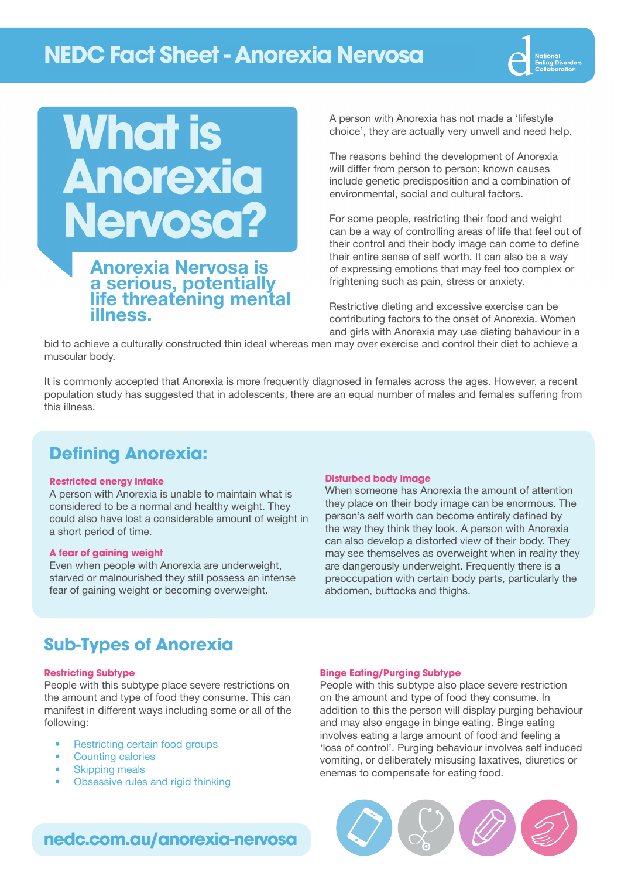# NEDC Fact Sheet - Anorexia Nervosa

## What is Anorexia Nervosa?

**Anorexia Nervosa is a serious, potentially life threatening mental illness.**

A person with Anorexia has not made a 'lifestyle choice', they are actually very unwell and need help.

The reasons behind the development of Anorexia will differ from person to person; known causes include genetic predisposition and a combination of environmental, social and cultural factors.

For some people, restricting their food and weight can be a way of controlling areas of life that feel out of their control and their body image can come to define their entire sense of self worth. It can also be a way of expressing emotions that may feel too complex or frightening such as pain, stress or anxiety.

Restrictive dieting and excessive exercise can be contributing factors to the onset of Anorexia. Women and girls with Anorexia may use dieting behaviour in a bid to achieve a culturally constructed thin ideal whereas men may over exercise and control their diet to achieve a muscular body.

It is commonly accepted that Anorexia is more frequently diagnosed in females across the ages. However, a recent population study has suggested that in adolescents, there are an equal number of males and females suffering from this illness.

## Defining Anorexia:

### Restricted energy intake

A person with Anorexia is unable to maintain what is considered to be a normal and healthy weight. They could also have lost a considerable amount of weight in a short period of time.

### A fear of gaining weight

Even when people with Anorexia are underweight, starved or malnourished they still possess an intense fear of gaining weight or becoming overweight.

### Disturbed body image

When someone has Anorexia the amount of attention they place on their body image can be enormous. The person's self worth can become entirely defined by the way they think they look. A person with Anorexia can also develop a distorted view of their body. They may see themselves as overweight when in reality they are dangerously underweight. Frequently there is a preoccupation with certain body parts, particularly the abdomen, buttocks and thighs.

## Sub-Types of Anorexia

### Restricting Subtype

People with this subtype place severe restrictions on the amount and type of food they consume. This can manifest in different ways including some or all of the following:

- Restricting certain food groups
- Counting calories
- Skipping meals
- Obsessive rules and rigid thinking

### Binge Eating/Purging Subtype

People with this subtype also place severe restriction on the amount and type of food they consume. In addition to this the person will display purging behaviour and may also engage in binge eating. Binge eating involves eating a large amount of food and feeling a 'loss of control'. Purging behaviour involves self induced vomiting, or deliberately misusing laxatives, diuretics or enemas to compensate for eating food.

nedc.com.au/anorexia-nervosa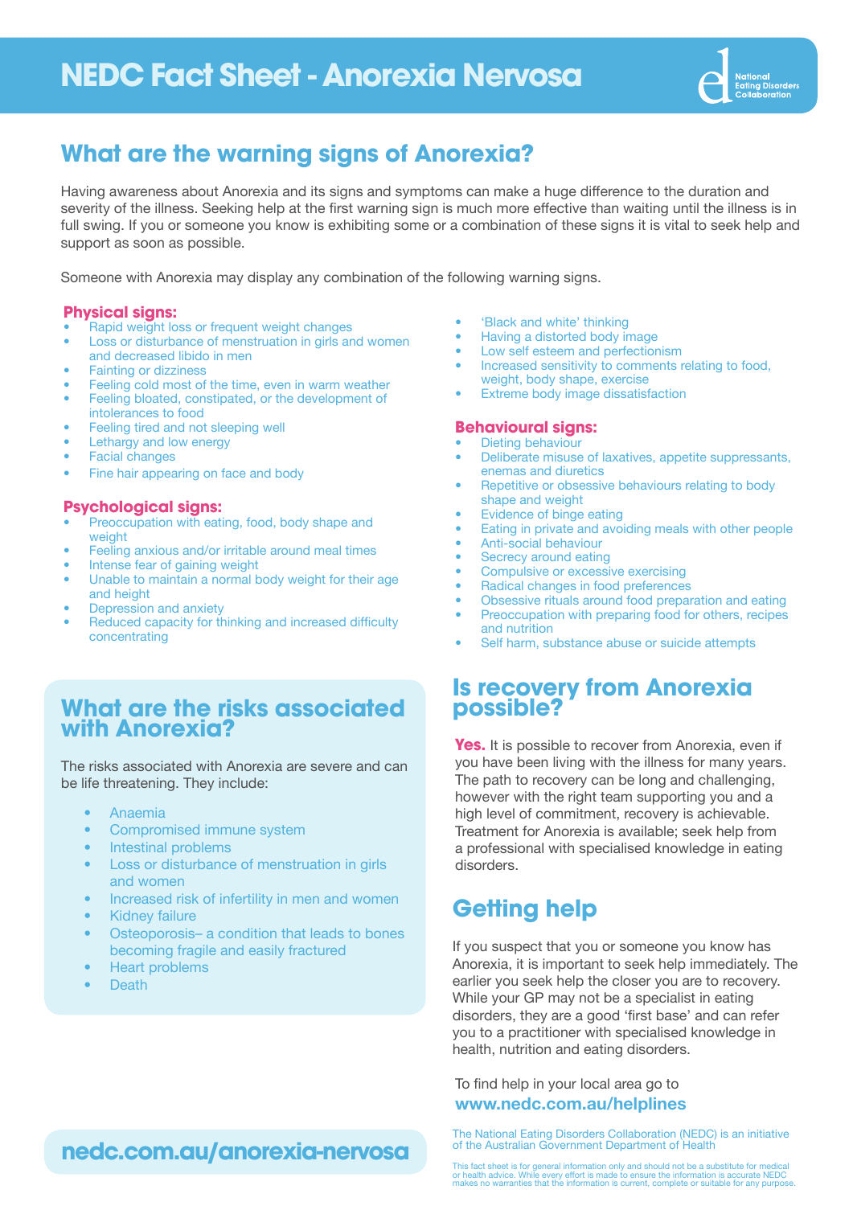# NEDC Fact Sheet - Anorexia Nervosa

National Eating Disorders Collaboration

## What are the warning signs of Anorexia?

Having awareness about Anorexia and its signs and symptoms can make a huge difference to the duration and severity of the illness. Seeking help at the first warning sign is much more effective than waiting until the illness is in full swing. If you or someone you know is exhibiting some or a combination of these signs it is vital to seek help and support as soon as possible.

Someone with Anorexia may display any combination of the following warning signs.

### Physical signs:

- Rapid weight loss or frequent weight changes
- Loss or disturbance of menstruation in girls and women and decreased libido in men
- Fainting or dizziness
- Feeling cold most of the time, even in warm weather
- Feeling bloated, constipated, or the development of intolerances to food
- Feeling tired and not sleeping well
- Lethargy and low energy
- Facial changes
- Fine hair appearing on face and body

### Psychological signs:

- Preoccupation with eating, food, body shape and weight
- Feeling anxious and/or irritable around meal times
- Intense fear of gaining weight
- Unable to maintain a normal body weight for their age and height
- Depression and anxiety
- Reduced capacity for thinking and increased difficulty concentrating
- 'Black and white' thinking
- Having a distorted body image
- Low self esteem and perfectionism
- Increased sensitivity to comments relating to food, weight, body shape, exercise
- Extreme body image dissatisfaction

### Behavioural signs:

- Dieting behaviour
- Deliberate misuse of laxatives, appetite suppressants, enemas and diuretics
- Repetitive or obsessive behaviours relating to body shape and weight
- Evidence of binge eating
- Eating in private and avoiding meals with other people
- Anti-social behaviour
- Secrecy around eating
- Compulsive or excessive exercising
- Radical changes in food preferences
- Obsessive rituals around food preparation and eating
- Preoccupation with preparing food for others, recipes and nutrition
- Self harm, substance abuse or suicide attempts

## What are the risks associated with Anorexia?

The risks associated with Anorexia are severe and can be life threatening. They include:

- Anaemia
- Compromised immune system
- Intestinal problems
- Loss or disturbance of menstruation in girls and women
- Increased risk of infertility in men and women
- Kidney failure
- Osteoporosis– a condition that leads to bones becoming fragile and easily fractured
- Heart problems
- Death

## Is recovery from Anorexia possible?

**Yes.** It is possible to recover from Anorexia, even if you have been living with the illness for many years. The path to recovery can be long and challenging, however with the right team supporting you and a high level of commitment, recovery is achievable. Treatment for Anorexia is available; seek help from a professional with specialised knowledge in eating disorders.

## Getting help

If you suspect that you or someone you know has Anorexia, it is important to seek help immediately. The earlier you seek help the closer you are to recovery. While your GP may not be a specialist in eating disorders, they are a good 'first base' and can refer you to a practitioner with specialised knowledge in health, nutrition and eating disorders.

To find help in your local area go to
**www.nedc.com.au/helplines**

**nedc.com.au/anorexia-nervosa**

The National Eating Disorders Collaboration (NEDC) is an initiative of the Australian Government Department of Health

This fact sheet is for general information only and should not be a substitute for medical or health advice. While every effort is made to ensure the information is accurate NEDC makes no warranties that the information is current, complete or suitable for any purpose.